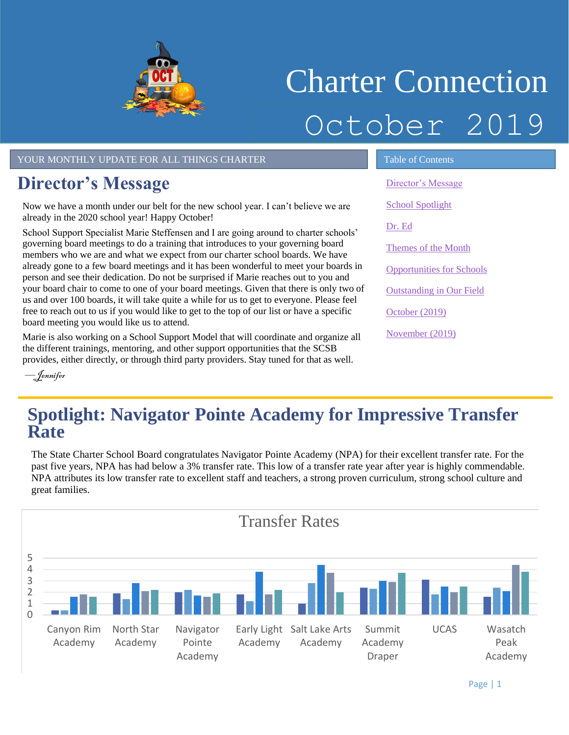# Charter Connection

# October 2019

YOUR MONTHLY UPDATE FOR ALL THINGS CHARTER

## Director's Message

Now we have a month under our belt for the new school year. I can't believe we are already in the 2020 school year! Happy October!

School Support Specialist Marie Steffensen and I are going around to charter schools' governing board meetings to do a training that introduces to your governing board members who we are and what we expect from our charter school boards. We have already gone to a few board meetings and it has been wonderful to meet your boards in person and see their dedication. Do not be surprised if Marie reaches out to you and your board chair to come to one of your board meetings. Given that there is only two of us and over 100 boards, it will take quite a while for us to get to everyone. Please feel free to reach out to us if you would like to get to the top of our list or have a specific board meeting you would like us to attend.

Marie is also working on a School Support Model that will coordinate and organize all the different trainings, mentoring, and other support opportunities that the SCSB provides, either directly, or through third party providers. Stay tuned for that as well.

—*Jennifer*

Table of Contents

- Director's Message
- School Spotlight
- Dr. Ed
- Themes of the Month
- Opportunities for Schools
- Outstanding in Our Field
- October (2019)
- November (2019)

## Spotlight: Navigator Pointe Academy for Impressive Transfer Rate

The State Charter School Board congratulates Navigator Pointe Academy (NPA) for their excellent transfer rate. For the past five years, NPA has had below a 3% transfer rate. This low of a transfer rate year after year is highly commendable. NPA attributes its low transfer rate to excellent staff and teachers, a strong proven curriculum, strong school culture and great families.

Transfer Rates

(Bar chart comparing transfer rates, scale 0–5, for Canyon Rim Academy, North Star Academy, Navigator Pointe Academy, Early Light Academy, Salt Lake Arts Academy, Summit Academy Draper, UCAS, and Wasatch Peak Academy.)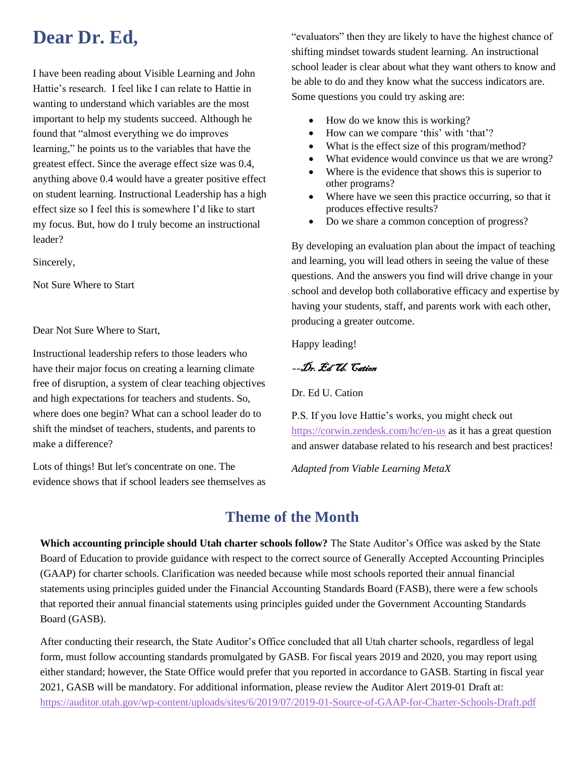# Dear Dr. Ed,

I have been reading about Visible Learning and John Hattie's research. I feel like I can relate to Hattie in wanting to understand which variables are the most important to help my students succeed. Although he found that "almost everything we do improves learning," he points us to the variables that have the greatest effect. Since the average effect size was 0.4, anything above 0.4 would have a greater positive effect on student learning. Instructional Leadership has a high effect size so I feel this is somewhere I'd like to start my focus. But, how do I truly become an instructional leader?

Sincerely,

Not Sure Where to Start

Dear Not Sure Where to Start,

Instructional leadership refers to those leaders who have their major focus on creating a learning climate free of disruption, a system of clear teaching objectives and high expectations for teachers and students. So, where does one begin? What can a school leader do to shift the mindset of teachers, students, and parents to make a difference?

Lots of things! But let's concentrate on one. The evidence shows that if school leaders see themselves as "evaluators" then they are likely to have the highest chance of shifting mindset towards student learning. An instructional school leader is clear about what they want others to know and be able to do and they know what the success indicators are. Some questions you could try asking are:

- How do we know this is working?
- How can we compare 'this' with 'that'?
- What is the effect size of this program/method?
- What evidence would convince us that we are wrong?
- Where is the evidence that shows this is superior to other programs?
- Where have we seen this practice occurring, so that it produces effective results?
- Do we share a common conception of progress?

By developing an evaluation plan about the impact of teaching and learning, you will lead others in seeing the value of these questions. And the answers you find will drive change in your school and develop both collaborative efficacy and expertise by having your students, staff, and parents work with each other, producing a greater outcome.

Happy leading!

*--Dr. Ed U. Cation*

Dr. Ed U. Cation

P.S. If you love Hattie's works, you might check out https://corwin.zendesk.com/hc/en-us as it has a great question and answer database related to his research and best practices!

*Adapted from Viable Learning MetaX*

## Theme of the Month

**Which accounting principle should Utah charter schools follow?** The State Auditor's Office was asked by the State Board of Education to provide guidance with respect to the correct source of Generally Accepted Accounting Principles (GAAP) for charter schools. Clarification was needed because while most schools reported their annual financial statements using principles guided under the Financial Accounting Standards Board (FASB), there were a few schools that reported their annual financial statements using principles guided under the Government Accounting Standards Board (GASB).

After conducting their research, the State Auditor's Office concluded that all Utah charter schools, regardless of legal form, must follow accounting standards promulgated by GASB. For fiscal years 2019 and 2020, you may report using either standard; however, the State Office would prefer that you reported in accordance to GASB. Starting in fiscal year 2021, GASB will be mandatory. For additional information, please review the Auditor Alert 2019-01 Draft at: https://auditor.utah.gov/wp-content/uploads/sites/6/2019/07/2019-01-Source-of-GAAP-for-Charter-Schools-Draft.pdf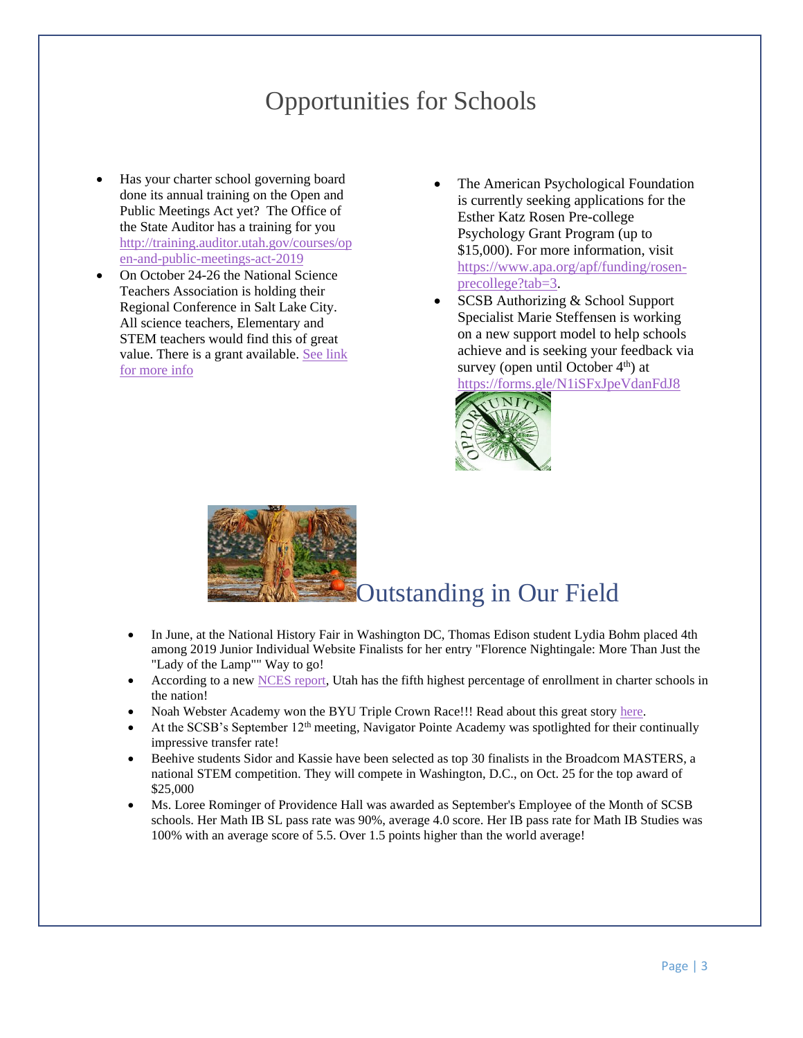# Opportunities for Schools

- Has your charter school governing board done its annual training on the Open and Public Meetings Act yet? The Office of the State Auditor has a training for you http://training.auditor.utah.gov/courses/open-and-public-meetings-act-2019
- On October 24-26 the National Science Teachers Association is holding their Regional Conference in Salt Lake City. All science teachers, Elementary and STEM teachers would find this of great value. There is a grant available. See link for more info
- The American Psychological Foundation is currently seeking applications for the Esther Katz Rosen Pre-college Psychology Grant Program (up to $15,000). For more information, visit https://www.apa.org/apf/funding/rosen-precollege?tab=3.
- SCSB Authorizing & School Support Specialist Marie Steffensen is working on a new support model to help schools achieve and is seeking your feedback via survey (open until October 4th) at https://forms.gle/N1iSFxJpeVdanFdJ8

# Outstanding in Our Field

- In June, at the National History Fair in Washington DC, Thomas Edison student Lydia Bohm placed 4th among 2019 Junior Individual Website Finalists for her entry "Florence Nightingale: More Than Just the "Lady of the Lamp"" Way to go!
- According to a new NCES report, Utah has the fifth highest percentage of enrollment in charter schools in the nation!
- Noah Webster Academy won the BYU Triple Crown Race!!! Read about this great story here.
- At the SCSB's September 12th meeting, Navigator Pointe Academy was spotlighted for their continually impressive transfer rate!
- Beehive students Sidor and Kassie have been selected as top 30 finalists in the Broadcom MASTERS, a national STEM competition. They will compete in Washington, D.C., on Oct. 25 for the top award of $25,000
- Ms. Loree Rominger of Providence Hall was awarded as September's Employee of the Month of SCSB schools. Her Math IB SL pass rate was 90%, average 4.0 score. Her IB pass rate for Math IB Studies was 100% with an average score of 5.5. Over 1.5 points higher than the world average!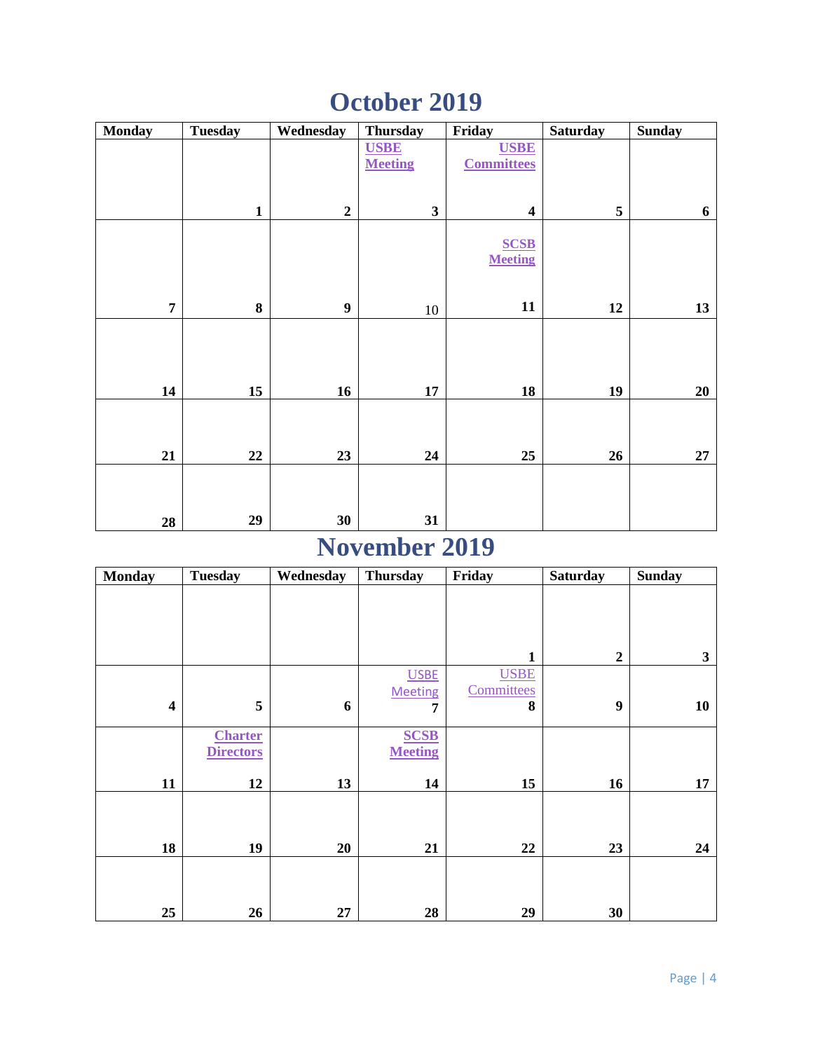# October 2019

| Monday | Tuesday | Wednesday | Thursday | Friday | Saturday | Sunday |
|---|---|---|---|---|---|---|
| | 1 | 2 | USBE Meeting 3 | USBE Committees 4 | 5 | 6 |
| 7 | 8 | 9 | 10 | SCSB Meeting 11 | 12 | 13 |
| 14 | 15 | 16 | 17 | 18 | 19 | 20 |
| 21 | 22 | 23 | 24 | 25 | 26 | 27 |
| 28 | 29 | 30 | 31 | | | |

# November 2019

| Monday | Tuesday | Wednesday | Thursday | Friday | Saturday | Sunday |
|---|---|---|---|---|---|---|
| | | | | 1 | 2 | 3 |
| 4 | 5 | 6 | USBE Meeting 7 | USBE Committees 8 | 9 | 10 |
| 11 | Charter Directors 12 | 13 | SCSB Meeting 14 | 15 | 16 | 17 |
| 18 | 19 | 20 | 21 | 22 | 23 | 24 |
| 25 | 26 | 27 | 28 | 29 | 30 | |